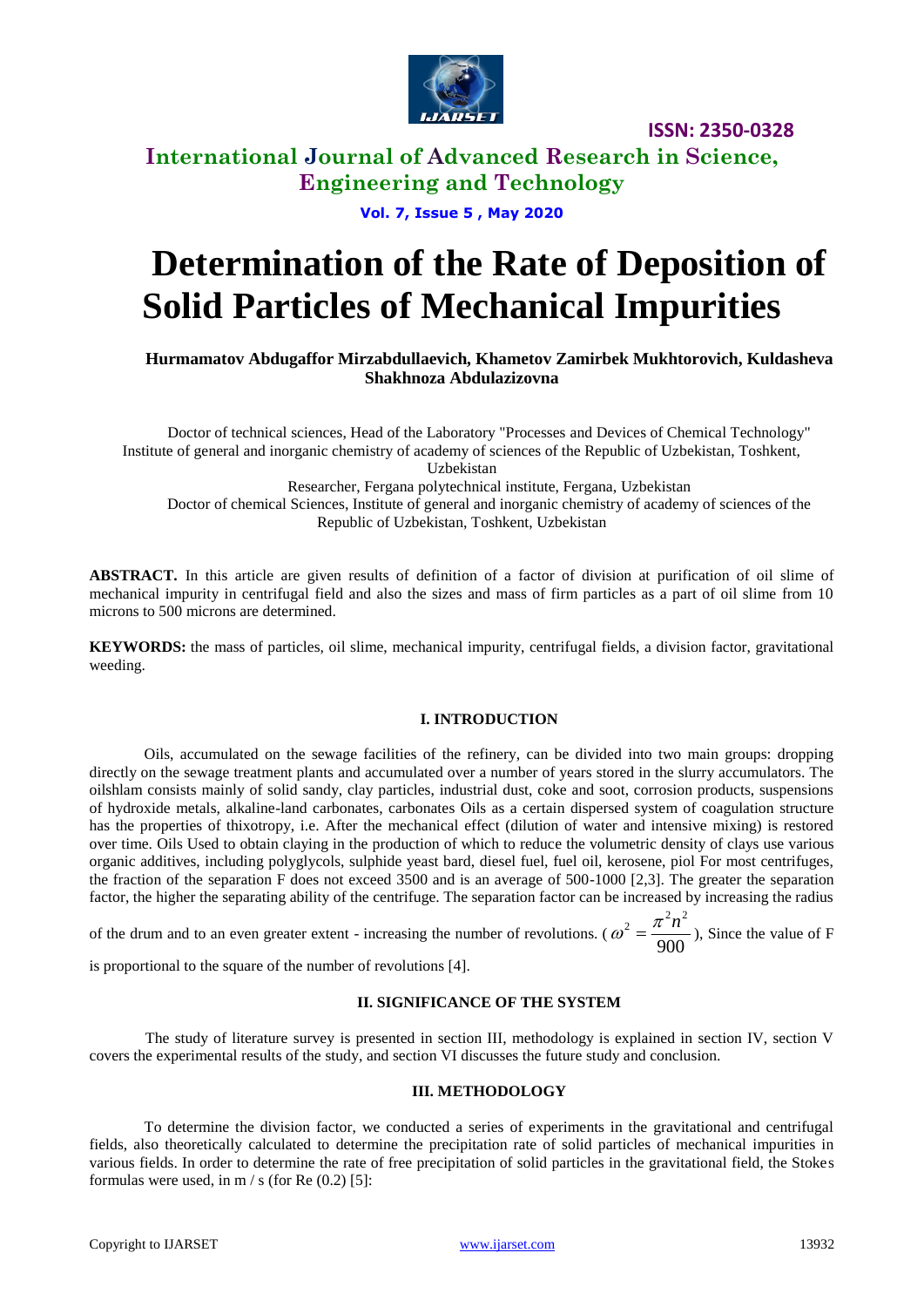# Determination of the Rate of Deposition of Solid Particles of Mechanical Impurities

**Hurmamatov Abdugaffor Mirzabdullaevich, Khametov Zamirbek Mukhtorovich, Kuldasheva Shakhnoza Abdulazizovna**

Doctor of technical sciences, Head of the Laboratory "Processes and Devices of Chemical Technology" Institute of general and inorganic chemistry of academy of sciences of the Republic of Uzbekistan, Toshkent, Uzbekistan

Researcher, Fergana polytechnical institute, Fergana, Uzbekistan

Doctor of chemical Sciences, Institute of general and inorganic chemistry of academy of sciences of the Republic of Uzbekistan, Toshkent, Uzbekistan

**ABSTRACT.** In this article are given results of definition of a factor of division at purification of oil slime of mechanical impurity in centrifugal field and also the sizes and mass of firm particles as a part of oil slime from 10 microns to 500 microns are determined.

**KEYWORDS:** the mass of particles, oil slime, mechanical impurity, centrifugal fields, a division factor, gravitational weeding.

## I. INTRODUCTION

Oils, accumulated on the sewage facilities of the refinery, can be divided into two main groups: dropping directly on the sewage treatment plants and accumulated over a number of years stored in the slurry accumulators. The oilshlam consists mainly of solid sandy, clay particles, industrial dust, coke and soot, corrosion products, suspensions of hydroxide metals, alkaline-land carbonates, carbonates Oils as a certain dispersed system of coagulation structure has the properties of thixotropy, i.e. After the mechanical effect (dilution of water and intensive mixing) is restored over time. Oils Used to obtain claying in the production of which to reduce the volumetric density of clays use various organic additives, including polyglycols, sulphide yeast bard, diesel fuel, fuel oil, kerosene, piol For most centrifuges, the fraction of the separation F does not exceed 3500 and is an average of 500-1000 [2,3]. The greater the separation factor, the higher the separating ability of the centrifuge. The separation factor can be increased by increasing the radius of the drum and to an even greater extent - increasing the number of revolutions. ($\omega^2 = \frac{\pi^2 n^2}{900}$), Since the value of F is proportional to the square of the number of revolutions [4].

## II. SIGNIFICANCE OF THE SYSTEM

The study of literature survey is presented in section III, methodology is explained in section IV, section V covers the experimental results of the study, and section VI discusses the future study and conclusion.

## III. METHODOLOGY

To determine the division factor, we conducted a series of experiments in the gravitational and centrifugal fields, also theoretically calculated to determine the precipitation rate of solid particles of mechanical impurities in various fields. In order to determine the rate of free precipitation of solid particles in the gravitational field, the Stokes formulas were used, in m / s (for Re (0.2) [5]: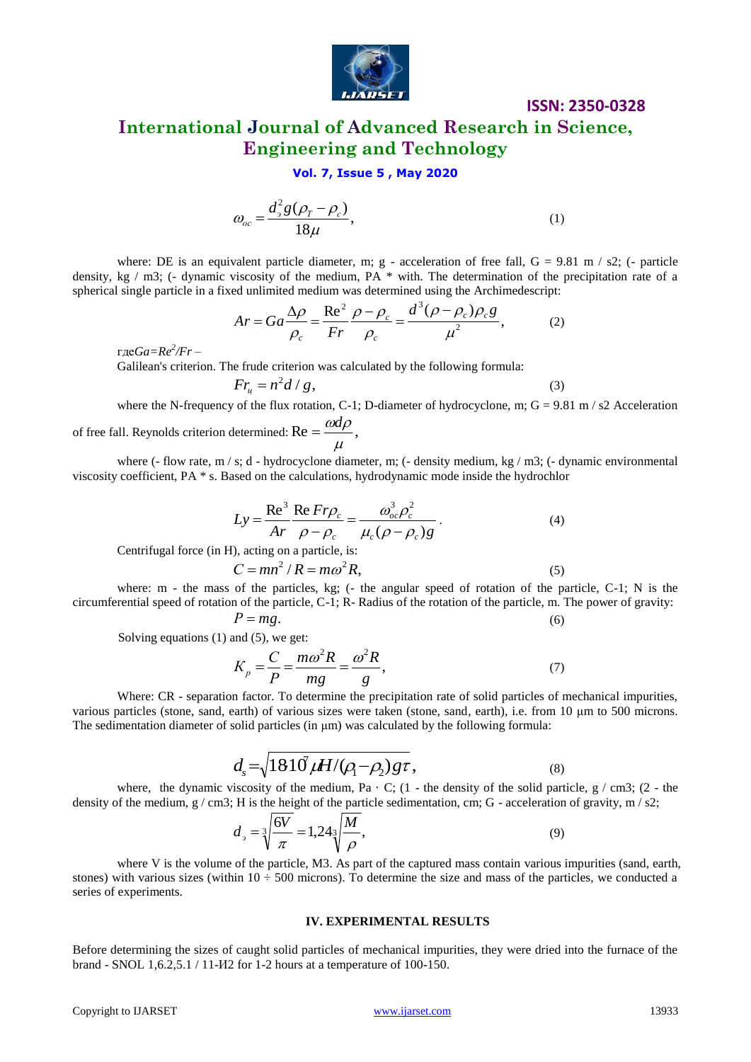$$\omega_{oc} = \frac{d_э^2 g(\rho_T - \rho_c)}{18\mu}, \qquad (1)$$

where: DE is an equivalent particle diameter, m; g - acceleration of free fall, G = 9.81 m / s2; (- particle density, kg / m3; (- dynamic viscosity of the medium, PA * with. The determination of the precipitation rate of a spherical single particle in a fixed unlimited medium was determined using the Archimedescript:

$$Ar = Ga\frac{\Delta\rho}{\rho_c} = \frac{\text{Re}^2}{Fr}\frac{\rho - \rho_c}{\rho_c} = \frac{d^3(\rho - \rho_c)\rho_c g}{\mu^2}, \qquad (2)$$

где$Ga = Re^2/Fr$ –

Galilean's criterion. The frude criterion was calculated by the following formula:

$$Fr_ц = n^2 d / g, \qquad (3)$$

where the N-frequency of the flux rotation, C-1; D-diameter of hydrocyclone, m; G = 9.81 m / s2 Acceleration of free fall. Reynolds criterion determined: $\text{Re} = \frac{\omega d \rho}{\mu}$,

where (- flow rate, m / s; d - hydrocyclone diameter, m; (- density medium, kg / m3; (- dynamic environmental viscosity coefficient, PA * s. Based on the calculations, hydrodynamic mode inside the hydrochlor

$$Ly = \frac{\text{Re}^3}{Ar}\frac{\text{Re}\, Fr \rho_c}{\rho - \rho_c} = \frac{\omega_{oc}^3 \rho_c^2}{\mu_c(\rho - \rho_c)g}. \qquad (4)$$

Centrifugal force (in H), acting on a particle, is:

$$C = mn^2 / R = m\omega^2 R, \qquad (5)$$

where: m - the mass of the particles, kg; (- the angular speed of rotation of the particle, C-1; N is the circumferential speed of rotation of the particle, C-1; R- Radius of the rotation of the particle, m. The power of gravity:

$$P = mg. \qquad (6)$$

Solving equations (1) and (5), we get:

$$K_p = \frac{C}{P} = \frac{m\omega^2 R}{mg} = \frac{\omega^2 R}{g}, \qquad (7)$$

Where: CR - separation factor. To determine the precipitation rate of solid particles of mechanical impurities, various particles (stone, sand, earth) of various sizes were taken (stone, sand, earth), i.e. from 10 μm to 500 microns. The sedimentation diameter of solid particles (in μm) was calculated by the following formula:

$$d_s = \sqrt{18 10^7 \mu H / (\rho_1 - \rho_2) g\tau}, \qquad (8)$$

where, the dynamic viscosity of the medium, Pa · C; (1 - the density of the solid particle, g / cm3; (2 - the density of the medium, g / cm3; H is the height of the particle sedimentation, cm; G - acceleration of gravity, m / s2;

$$d_э = \sqrt[3]{\frac{6V}{\pi}} = 1{,}24\sqrt[3]{\frac{M}{\rho}}, \qquad (9)$$

where V is the volume of the particle, M3. As part of the captured mass contain various impurities (sand, earth, stones) with various sizes (within 10 ÷ 500 microns). To determine the size and mass of the particles, we conducted a series of experiments.

## IV. EXPERIMENTAL RESULTS

Before determining the sizes of caught solid particles of mechanical impurities, they were dried into the furnace of the brand - SNOL 1,6.2,5.1 / 11-И2 for 1-2 hours at a temperature of 100-150.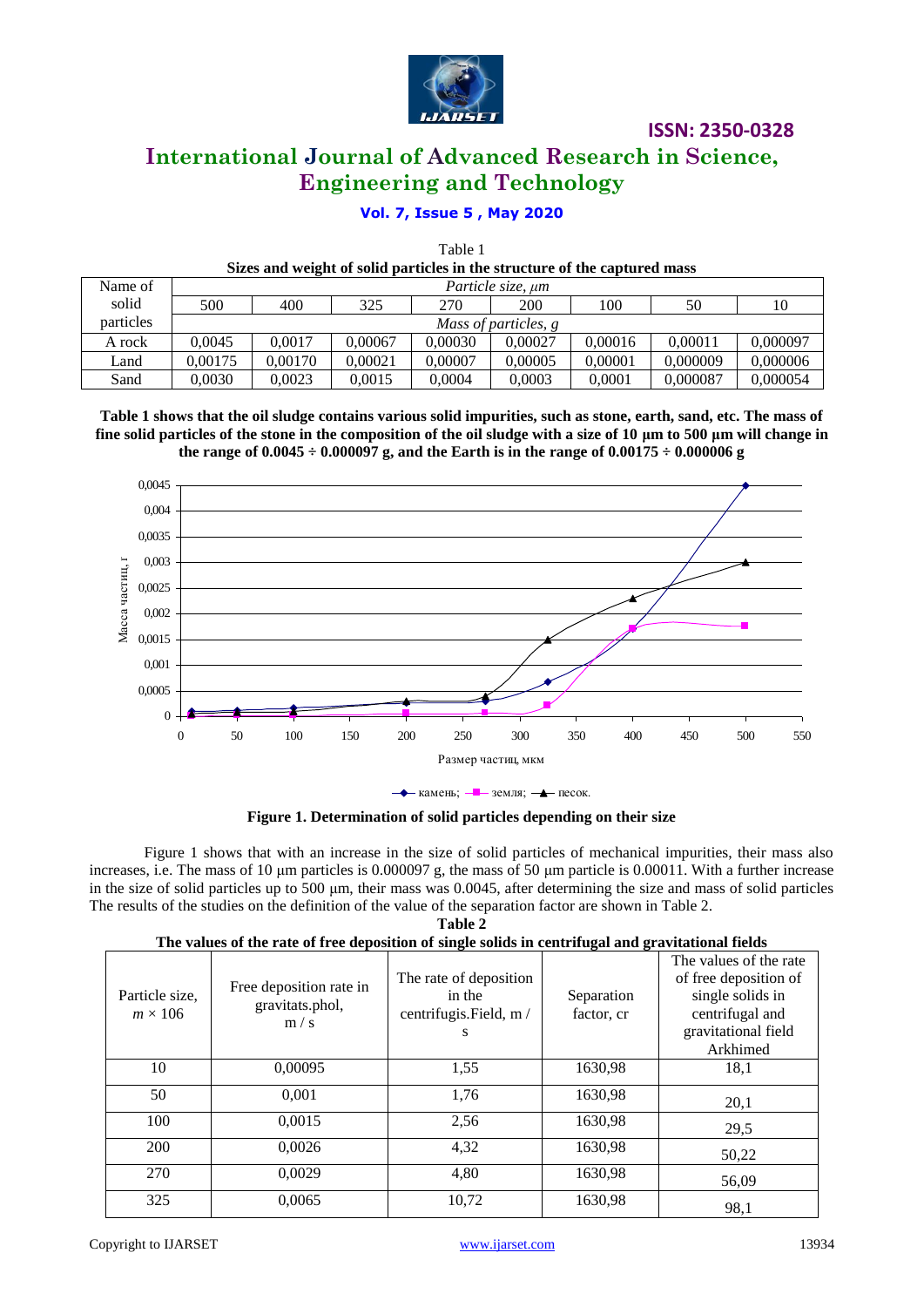Table 1

**Sizes and weight of solid particles in the structure of the captured mass**

| Name of solid particles | Particle size, *μm* | | | | | | | |
|---|---|---|---|---|---|---|---|---|
| | 500 | 400 | 325 | 270 | 200 | 100 | 50 | 10 |
| | *Mass of particles, g* | | | | | | | |
| A rock | 0,0045 | 0,0017 | 0,00067 | 0,00030 | 0,00027 | 0,00016 | 0,00011 | 0,000097 |
| Land | 0,00175 | 0,00170 | 0,00021 | 0,00007 | 0,00005 | 0,00001 | 0,000009 | 0,000006 |
| Sand | 0,0030 | 0,0023 | 0,0015 | 0,0004 | 0,0003 | 0,0001 | 0,000087 | 0,000054 |

**Table 1 shows that the oil sludge contains various solid impurities, such as stone, earth, sand, etc. The mass of fine solid particles of the stone in the composition of the oil sludge with a size of 10 μm to 500 μm will change in the range of 0.0045 ÷ 0.000097 g, and the Earth is in the range of 0.00175 ÷ 0.000006 g**

**Figure 1. Determination of solid particles depending on their size**

Figure 1 shows that with an increase in the size of solid particles of mechanical impurities, their mass also increases, i.e. The mass of 10 μm particles is 0.000097 g, the mass of 50 μm particle is 0.00011. With a further increase in the size of solid particles up to 500 μm, their mass was 0.0045, after determining the size and mass of solid particles The results of the studies on the definition of the value of the separation factor are shown in Table 2.

**Table 2**

**The values of the rate of free deposition of single solids in centrifugal and gravitational fields**

| Particle size, $m \times 106$ | Free deposition rate in gravitats.phol, m / s | The rate of deposition in the centrifugis.Field, m / s | Separation factor, cr | The values of the rate of free deposition of single solids in centrifugal and gravitational field Arkhimed |
|---|---|---|---|---|
| 10 | 0,00095 | 1,55 | 1630,98 | 18,1 |
| 50 | 0,001 | 1,76 | 1630,98 | 20,1 |
| 100 | 0,0015 | 2,56 | 1630,98 | 29,5 |
| 200 | 0,0026 | 4,32 | 1630,98 | 50,22 |
| 270 | 0,0029 | 4,80 | 1630,98 | 56,09 |
| 325 | 0,0065 | 10,72 | 1630,98 | 98,1 |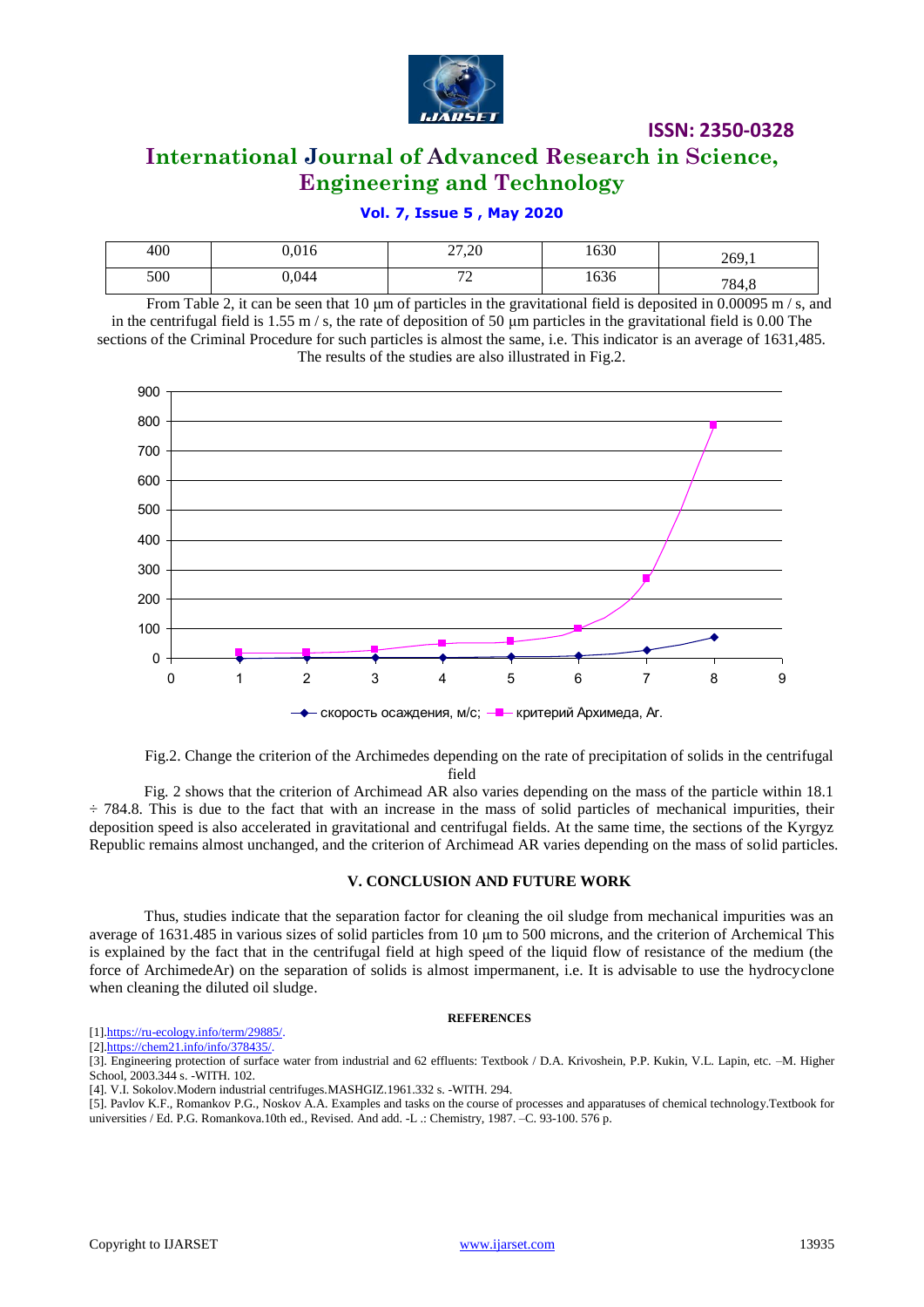| | | | | |
|---|---|---|---|---|
| 400 | 0,016 | 27,20 | 1630 | 269,1 |
| 500 | 0,044 | 72 | 1636 | 784,8 |

From Table 2, it can be seen that 10 μm of particles in the gravitational field is deposited in 0.00095 m / s, and in the centrifugal field is 1.55 m / s, the rate of deposition of 50 μm particles in the gravitational field is 0.00 The sections of the Criminal Procedure for such particles is almost the same, i.e. This indicator is an average of 1631,485. The results of the studies are also illustrated in Fig.2.

900
800
700
600
500
400
300
200
100
0

0 1 2 3 4 5 6 7 8 9

скорость осаждения, м/с; критерий Архимеда, Ar.

Fig.2. Change the criterion of the Archimedes depending on the rate of precipitation of solids in the centrifugal field

Fig. 2 shows that the criterion of Archimead AR also varies depending on the mass of the particle within 18.1 ÷ 784.8. This is due to the fact that with an increase in the mass of solid particles of mechanical impurities, their deposition speed is also accelerated in gravitational and centrifugal fields. At the same time, the sections of the Kyrgyz Republic remains almost unchanged, and the criterion of Archimead AR varies depending on the mass of solid particles.

## V. CONCLUSION AND FUTURE WORK

Thus, studies indicate that the separation factor for cleaning the oil sludge from mechanical impurities was an average of 1631.485 in various sizes of solid particles from 10 μm to 500 microns, and the criterion of Archemical This is explained by the fact that in the centrifugal field at high speed of the liquid flow of resistance of the medium (the force of ArchimedeAr) on the separation of solids is almost impermanent, i.e. It is advisable to use the hydrocyclone when cleaning the diluted oil sludge.

### REFERENCES

[1].https://ru-ecology.info/term/29885/.

[2].https://chem21.info/info/378435/.

[3]. Engineering protection of surface water from industrial and 62 effluents: Textbook / D.A. Krivoshein, P.P. Kukin, V.L. Lapin, etc. –M. Higher School, 2003.344 s. -WITH. 102.

[4]. V.I. Sokolov.Modern industrial centrifuges.MASHGIZ.1961.332 s. -WITH. 294.

[5]. Pavlov K.F., Romankov P.G., Noskov A.A. Examples and tasks on the course of processes and apparatuses of chemical technology.Textbook for universities / Ed. P.G. Romankova.10th ed., Revised. And add. -L .: Chemistry, 1987. –C. 93-100. 576 p.